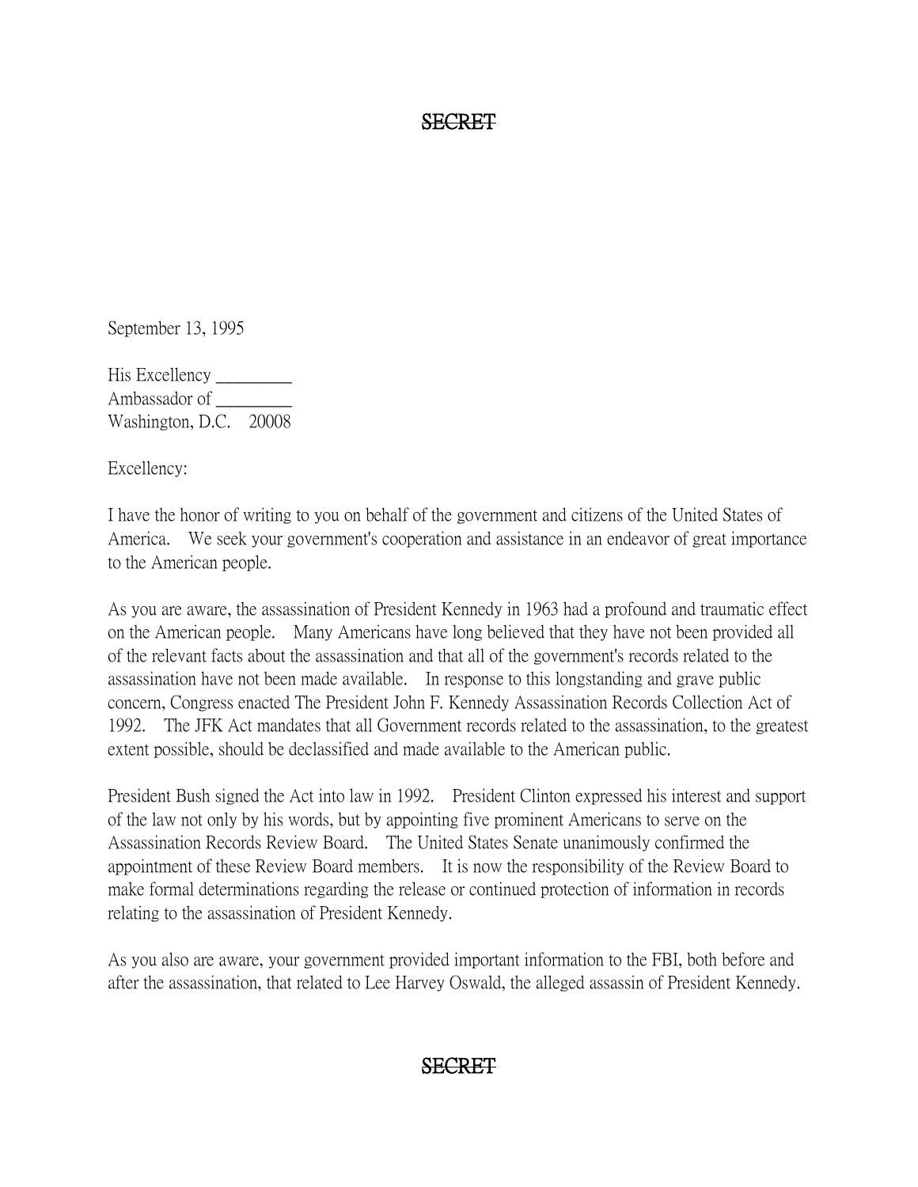September 13, 1995

His Excellency _________
Ambassador of _________
Washington, D.C. 20008

Excellency:

I have the honor of writing to you on behalf of the government and citizens of the United States of America. We seek your government's cooperation and assistance in an endeavor of great importance to the American people.

As you are aware, the assassination of President Kennedy in 1963 had a profound and traumatic effect on the American people. Many Americans have long believed that they have not been provided all of the relevant facts about the assassination and that all of the government's records related to the assassination have not been made available. In response to this longstanding and grave public concern, Congress enacted The President John F. Kennedy Assassination Records Collection Act of 1992. The JFK Act mandates that all Government records related to the assassination, to the greatest extent possible, should be declassified and made available to the American public.

President Bush signed the Act into law in 1992. President Clinton expressed his interest and support of the law not only by his words, but by appointing five prominent Americans to serve on the Assassination Records Review Board. The United States Senate unanimously confirmed the appointment of these Review Board members. It is now the responsibility of the Review Board to make formal determinations regarding the release or continued protection of information in records relating to the assassination of President Kennedy.

As you also are aware, your government provided important information to the FBI, both before and after the assassination, that related to Lee Harvey Oswald, the alleged assassin of President Kennedy.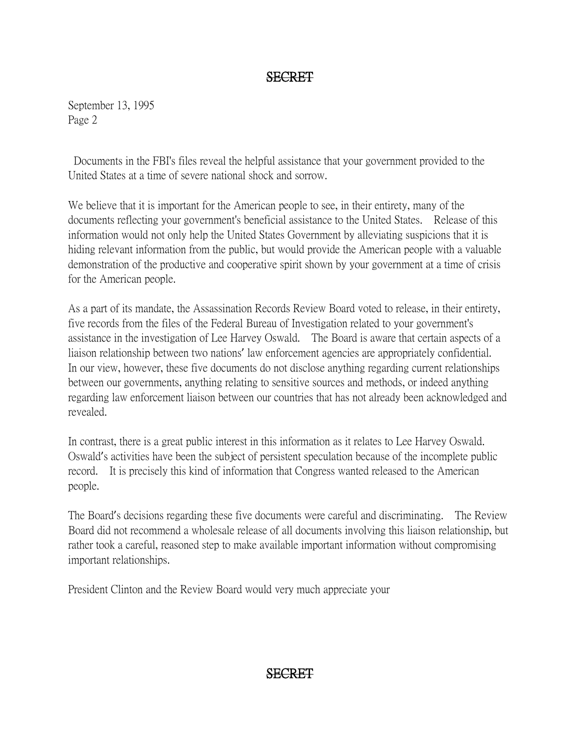Documents in the FBI's files reveal the helpful assistance that your government provided to the United States at a time of severe national shock and sorrow.

We believe that it is important for the American people to see, in their entirety, many of the documents reflecting your government's beneficial assistance to the United States. Release of this information would not only help the United States Government by alleviating suspicions that it is hiding relevant information from the public, but would provide the American people with a valuable demonstration of the productive and cooperative spirit shown by your government at a time of crisis for the American people.

As a part of its mandate, the Assassination Records Review Board voted to release, in their entirety, five records from the files of the Federal Bureau of Investigation related to your government's assistance in the investigation of Lee Harvey Oswald. The Board is aware that certain aspects of a liaison relationship between two nations' law enforcement agencies are appropriately confidential. In our view, however, these five documents do not disclose anything regarding current relationships between our governments, anything relating to sensitive sources and methods, or indeed anything regarding law enforcement liaison between our countries that has not already been acknowledged and revealed.

In contrast, there is a great public interest in this information as it relates to Lee Harvey Oswald. Oswald's activities have been the subject of persistent speculation because of the incomplete public record. It is precisely this kind of information that Congress wanted released to the American people.

The Board's decisions regarding these five documents were careful and discriminating. The Review Board did not recommend a wholesale release of all documents involving this liaison relationship, but rather took a careful, reasoned step to make available important information without compromising important relationships.

President Clinton and the Review Board would very much appreciate your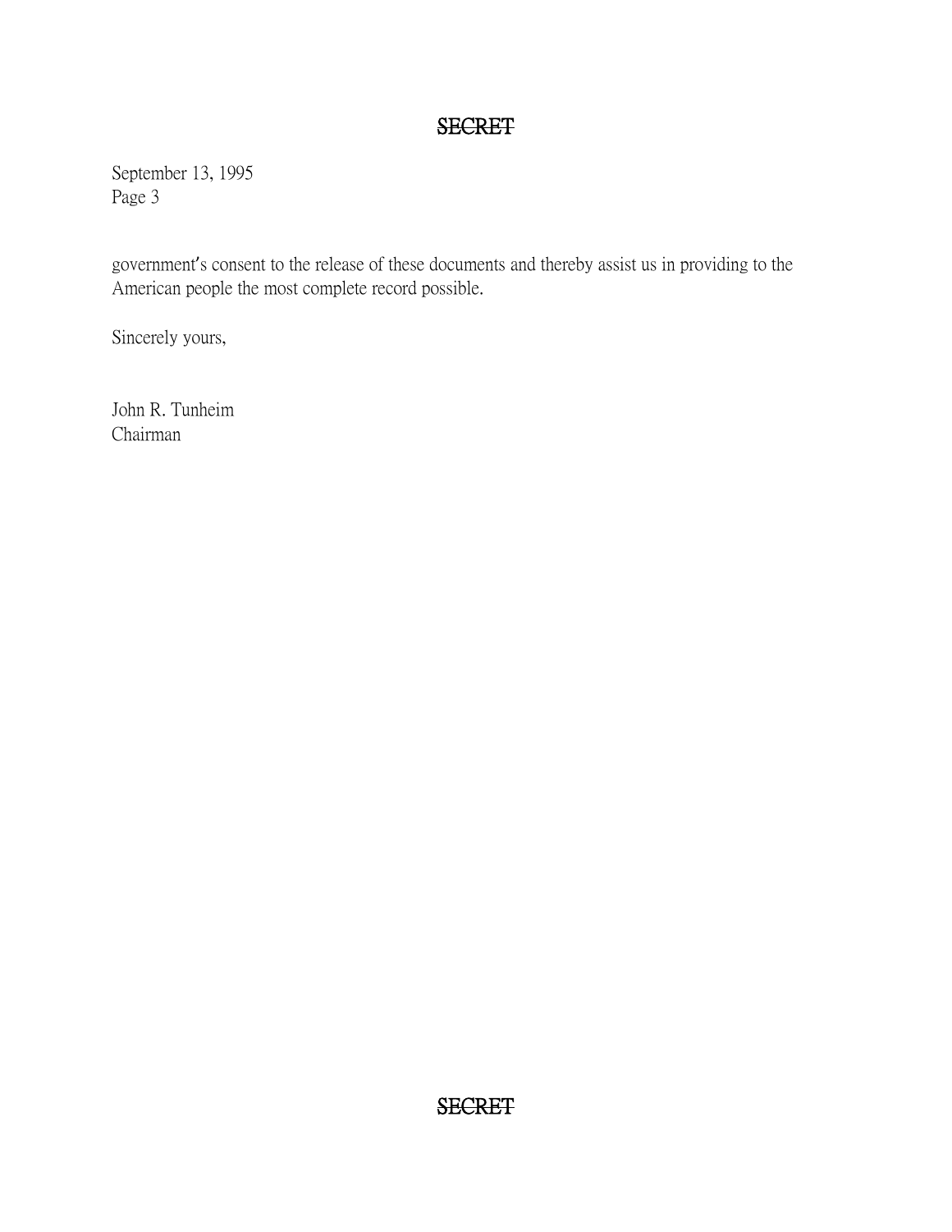~~SECRET~~

September 13, 1995
Page 3

government's consent to the release of these documents and thereby assist us in providing to the American people the most complete record possible.

Sincerely yours,

John R. Tunheim
Chairman

~~SECRET~~